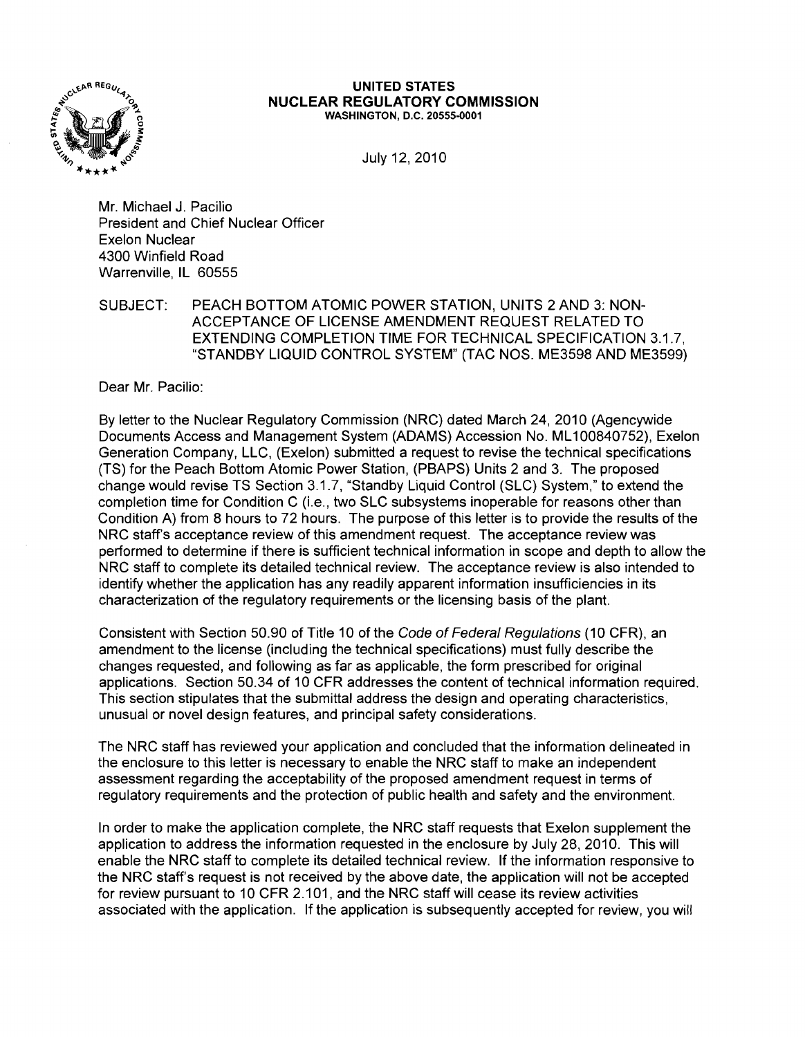**UNITED STATES**
**NUCLEAR REGULATORY COMMISSION**
WASHINGTON, D.C. 20555-0001

July 12, 2010

Mr. Michael J. Pacilio
President and Chief Nuclear Officer
Exelon Nuclear
4300 Winfield Road
Warrenville, IL 60555

SUBJECT: PEACH BOTTOM ATOMIC POWER STATION, UNITS 2 AND 3: NON-ACCEPTANCE OF LICENSE AMENDMENT REQUEST RELATED TO EXTENDING COMPLETION TIME FOR TECHNICAL SPECIFICATION 3.1.7, "STANDBY LIQUID CONTROL SYSTEM" (TAC NOS. ME3598 AND ME3599)

Dear Mr. Pacilio:

By letter to the Nuclear Regulatory Commission (NRC) dated March 24, 2010 (Agencywide Documents Access and Management System (ADAMS) Accession No. ML100840752), Exelon Generation Company, LLC, (Exelon) submitted a request to revise the technical specifications (TS) for the Peach Bottom Atomic Power Station, (PBAPS) Units 2 and 3. The proposed change would revise TS Section 3.1.7, "Standby Liquid Control (SLC) System," to extend the completion time for Condition C (i.e., two SLC subsystems inoperable for reasons other than Condition A) from 8 hours to 72 hours. The purpose of this letter is to provide the results of the NRC staff's acceptance review of this amendment request. The acceptance review was performed to determine if there is sufficient technical information in scope and depth to allow the NRC staff to complete its detailed technical review. The acceptance review is also intended to identify whether the application has any readily apparent information insufficiencies in its characterization of the regulatory requirements or the licensing basis of the plant.

Consistent with Section 50.90 of Title 10 of the *Code of Federal Regulations* (10 CFR), an amendment to the license (including the technical specifications) must fully describe the changes requested, and following as far as applicable, the form prescribed for original applications. Section 50.34 of 10 CFR addresses the content of technical information required. This section stipulates that the submittal address the design and operating characteristics, unusual or novel design features, and principal safety considerations.

The NRC staff has reviewed your application and concluded that the information delineated in the enclosure to this letter is necessary to enable the NRC staff to make an independent assessment regarding the acceptability of the proposed amendment request in terms of regulatory requirements and the protection of public health and safety and the environment.

In order to make the application complete, the NRC staff requests that Exelon supplement the application to address the information requested in the enclosure by July 28, 2010. This will enable the NRC staff to complete its detailed technical review. If the information responsive to the NRC staff's request is not received by the above date, the application will not be accepted for review pursuant to 10 CFR 2.101, and the NRC staff will cease its review activities associated with the application. If the application is subsequently accepted for review, you will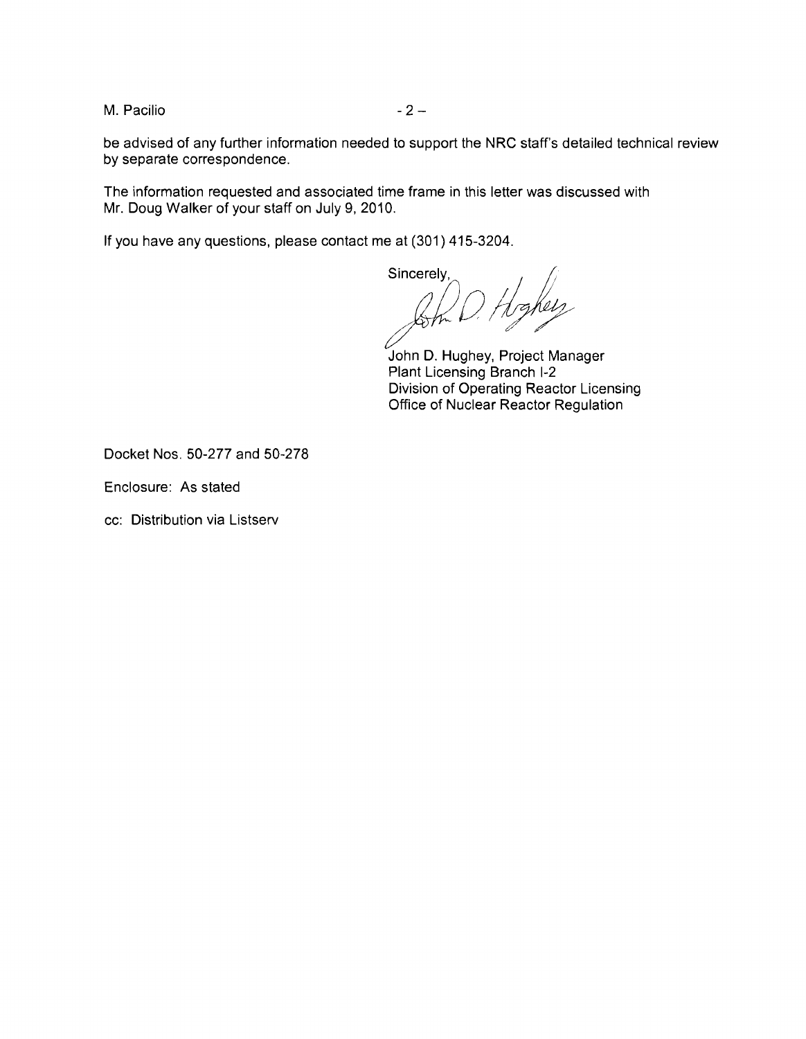be advised of any further information needed to support the NRC staff's detailed technical review by separate correspondence.

The information requested and associated time frame in this letter was discussed with Mr. Doug Walker of your staff on July 9, 2010.

If you have any questions, please contact me at (301) 415-3204.

Sincerely,

John D. Hughey, Project Manager
Plant Licensing Branch I-2
Division of Operating Reactor Licensing
Office of Nuclear Reactor Regulation

Docket Nos. 50-277 and 50-278

Enclosure: As stated

cc: Distribution via Listserv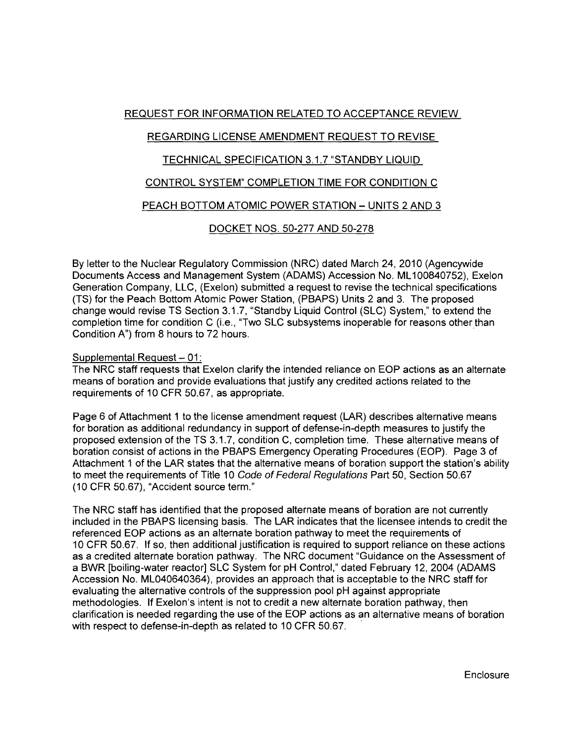# REQUEST FOR INFORMATION RELATED TO ACCEPTANCE REVIEW

# REGARDING LICENSE AMENDMENT REQUEST TO REVISE

# TECHNICAL SPECIFICATION 3.1.7 "STANDBY LIQUID

# CONTROL SYSTEM" COMPLETION TIME FOR CONDITION C

# PEACH BOTTOM ATOMIC POWER STATION – UNITS 2 AND 3

# DOCKET NOS. 50-277 AND 50-278

By letter to the Nuclear Regulatory Commission (NRC) dated March 24, 2010 (Agencywide Documents Access and Management System (ADAMS) Accession No. ML100840752), Exelon Generation Company, LLC, (Exelon) submitted a request to revise the technical specifications (TS) for the Peach Bottom Atomic Power Station, (PBAPS) Units 2 and 3. The proposed change would revise TS Section 3.1.7, "Standby Liquid Control (SLC) System," to extend the completion time for condition C (i.e., "Two SLC subsystems inoperable for reasons other than Condition A") from 8 hours to 72 hours.

Supplemental Request – 01:

The NRC staff requests that Exelon clarify the intended reliance on EOP actions as an alternate means of boration and provide evaluations that justify any credited actions related to the requirements of 10 CFR 50.67, as appropriate.

Page 6 of Attachment 1 to the license amendment request (LAR) describes alternative means for boration as additional redundancy in support of defense-in-depth measures to justify the proposed extension of the TS 3.1.7, condition C, completion time. These alternative means of boration consist of actions in the PBAPS Emergency Operating Procedures (EOP). Page 3 of Attachment 1 of the LAR states that the alternative means of boration support the station's ability to meet the requirements of Title 10 *Code of Federal Regulations* Part 50, Section 50.67 (10 CFR 50.67), "Accident source term."

The NRC staff has identified that the proposed alternate means of boration are not currently included in the PBAPS licensing basis. The LAR indicates that the licensee intends to credit the referenced EOP actions as an alternate boration pathway to meet the requirements of 10 CFR 50.67. If so, then additional justification is required to support reliance on these actions as a credited alternate boration pathway. The NRC document "Guidance on the Assessment of a BWR [boiling-water reactor] SLC System for pH Control," dated February 12, 2004 (ADAMS Accession No. ML040640364), provides an approach that is acceptable to the NRC staff for evaluating the alternative controls of the suppression pool pH against appropriate methodologies. If Exelon's intent is not to credit a new alternate boration pathway, then clarification is needed regarding the use of the EOP actions as an alternative means of boration with respect to defense-in-depth as related to 10 CFR 50.67.

Enclosure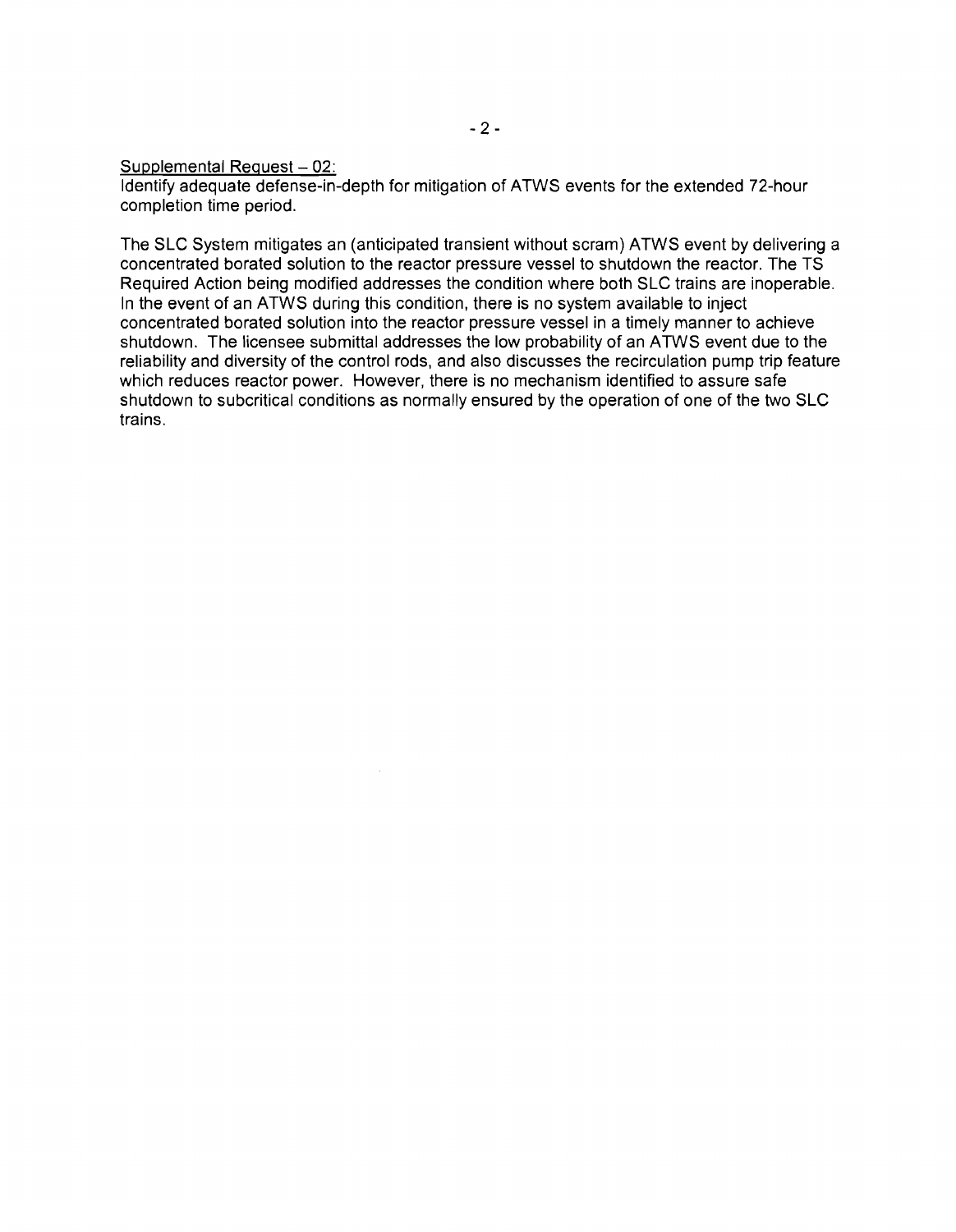Supplemental Request – 02:

Identify adequate defense-in-depth for mitigation of ATWS events for the extended 72-hour completion time period.

The SLC System mitigates an (anticipated transient without scram) ATWS event by delivering a concentrated borated solution to the reactor pressure vessel to shutdown the reactor. The TS Required Action being modified addresses the condition where both SLC trains are inoperable. In the event of an ATWS during this condition, there is no system available to inject concentrated borated solution into the reactor pressure vessel in a timely manner to achieve shutdown. The licensee submittal addresses the low probability of an ATWS event due to the reliability and diversity of the control rods, and also discusses the recirculation pump trip feature which reduces reactor power. However, there is no mechanism identified to assure safe shutdown to subcritical conditions as normally ensured by the operation of one of the two SLC trains.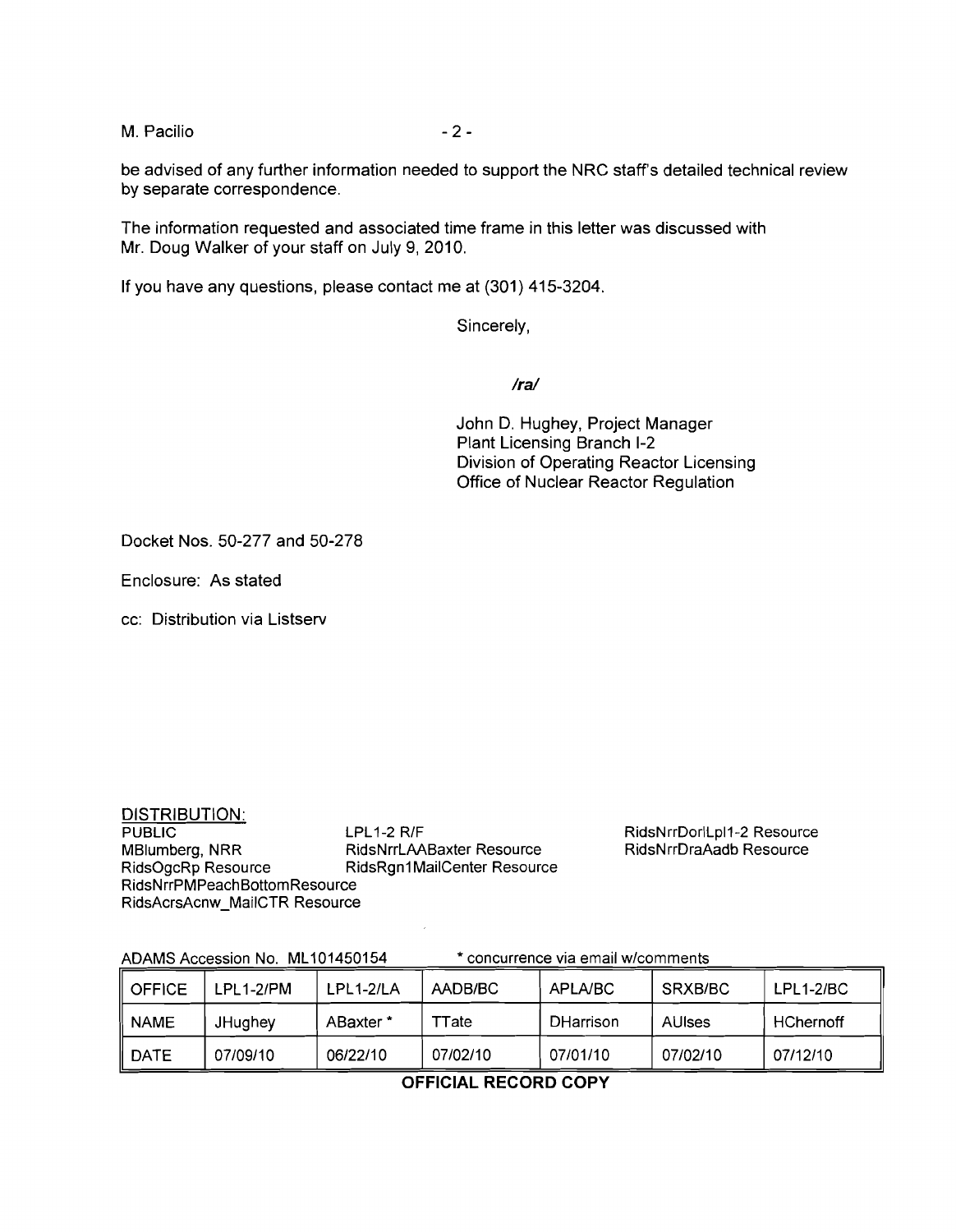be advised of any further information needed to support the NRC staff's detailed technical review by separate correspondence.

The information requested and associated time frame in this letter was discussed with Mr. Doug Walker of your staff on July 9, 2010.

If you have any questions, please contact me at (301) 415-3204.

Sincerely,

*/ra/*

John D. Hughey, Project Manager
Plant Licensing Branch I-2
Division of Operating Reactor Licensing
Office of Nuclear Reactor Regulation

Docket Nos. 50-277 and 50-278

Enclosure: As stated

cc: Distribution via Listserv

DISTRIBUTION:
PUBLIC
LPL1-2 R/F
RidsNrrDorlLpl1-2 Resource
MBlumberg, NRR
RidsNrrLAABaxter Resource
RidsNrrDraAadb Resource
RidsOgcRp Resource
RidsRgn1MailCenter Resource
RidsNrrPMPeachBottomResource
RidsAcrsAcnw_MailCTR Resource

ADAMS Accession No. ML101450154 &nbsp;&nbsp;&nbsp;&nbsp; * concurrence via email w/comments

| OFFICE | LPL1-2/PM | LPL1-2/LA | AADB/BC | APLA/BC | SRXB/BC | LPL1-2/BC |
|---|---|---|---|---|---|---|
| NAME | JHughey | ABaxter * | TTate | DHarrison | AUlses | HChernoff |
| DATE | 07/09/10 | 06/22/10 | 07/02/10 | 07/01/10 | 07/02/10 | 07/12/10 |

**OFFICIAL RECORD COPY**